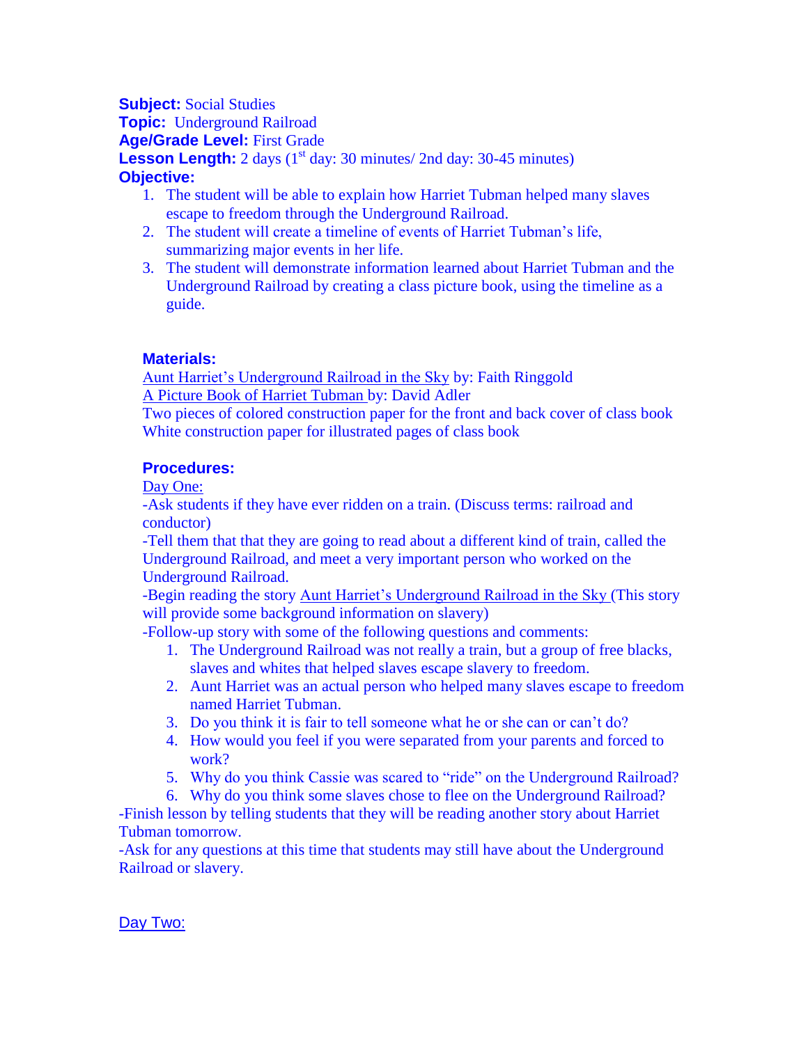**Subject:** Social Studies
**Topic:** Underground Railroad
**Age/Grade Level:** First Grade
**Lesson Length:** 2 days (1st day: 30 minutes/ 2nd day: 30-45 minutes)

**Objective:**

1. The student will be able to explain how Harriet Tubman helped many slaves escape to freedom through the Underground Railroad.
2. The student will create a timeline of events of Harriet Tubman's life, summarizing major events in her life.
3. The student will demonstrate information learned about Harriet Tubman and the Underground Railroad by creating a class picture book, using the timeline as a guide.

**Materials:**

Aunt Harriet's Underground Railroad in the Sky by: Faith Ringgold
A Picture Book of Harriet Tubman by: David Adler
Two pieces of colored construction paper for the front and back cover of class book
White construction paper for illustrated pages of class book

**Procedures:**

Day One:

-Ask students if they have ever ridden on a train. (Discuss terms: railroad and conductor)
-Tell them that that they are going to read about a different kind of train, called the Underground Railroad, and meet a very important person who worked on the Underground Railroad.
-Begin reading the story Aunt Harriet's Underground Railroad in the Sky (This story will provide some background information on slavery)
-Follow-up story with some of the following questions and comments:

1. The Underground Railroad was not really a train, but a group of free blacks, slaves and whites that helped slaves escape slavery to freedom.
2. Aunt Harriet was an actual person who helped many slaves escape to freedom named Harriet Tubman.
3. Do you think it is fair to tell someone what he or she can or can't do?
4. How would you feel if you were separated from your parents and forced to work?
5. Why do you think Cassie was scared to "ride" on the Underground Railroad?
6. Why do you think some slaves chose to flee on the Underground Railroad?

-Finish lesson by telling students that they will be reading another story about Harriet Tubman tomorrow.
-Ask for any questions at this time that students may still have about the Underground Railroad or slavery.

Day Two: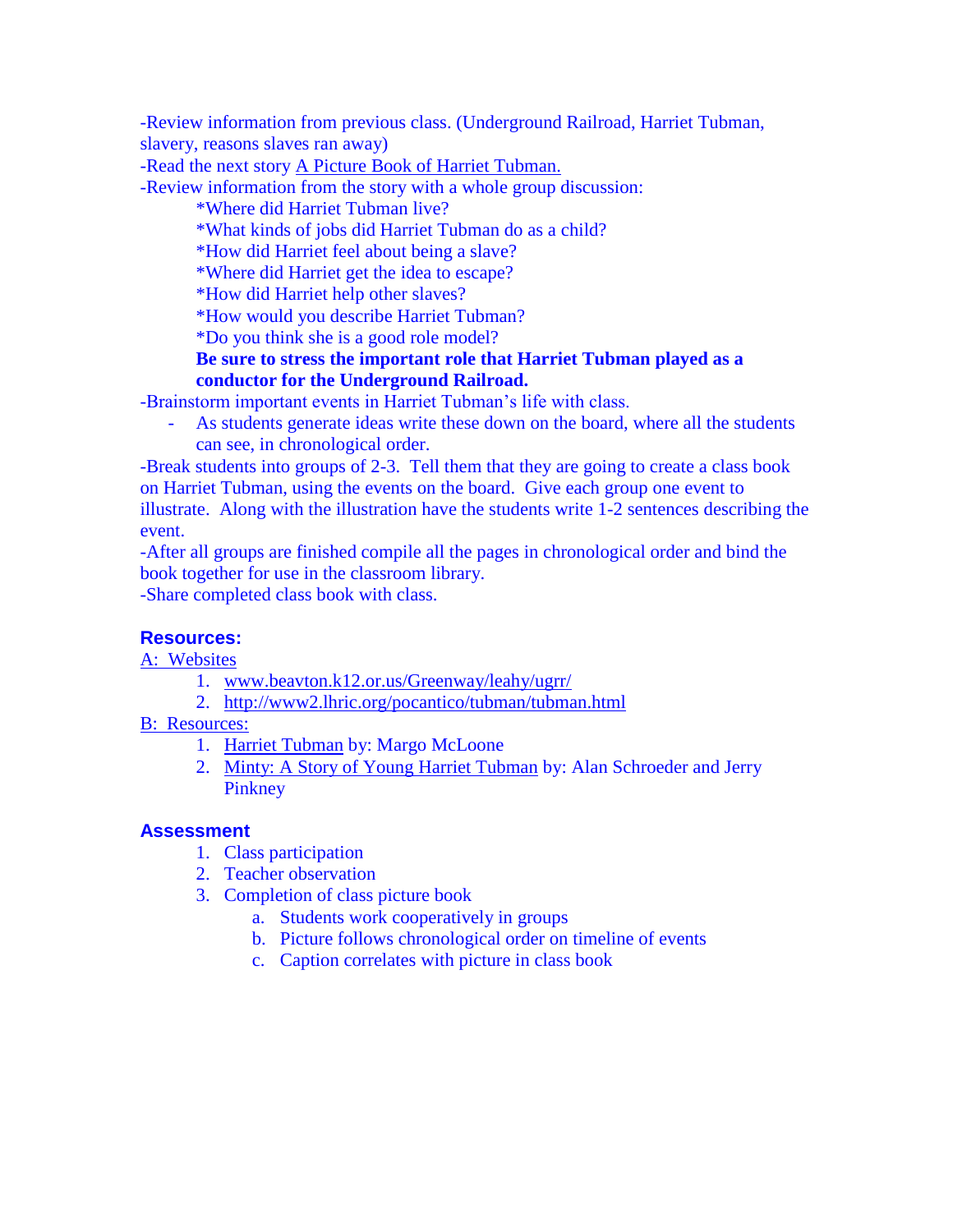-Review information from previous class. (Underground Railroad, Harriet Tubman, slavery, reasons slaves ran away)
-Read the next story A Picture Book of Harriet Tubman.
-Review information from the story with a whole group discussion:

*Where did Harriet Tubman live?
*What kinds of jobs did Harriet Tubman do as a child?
*How did Harriet feel about being a slave?
*Where did Harriet get the idea to escape?
*How did Harriet help other slaves?
*How would you describe Harriet Tubman?
*Do you think she is a good role model?
**Be sure to stress the important role that Harriet Tubman played as a conductor for the Underground Railroad.**

-Brainstorm important events in Harriet Tubman's life with class.

- As students generate ideas write these down on the board, where all the students can see, in chronological order.

-Break students into groups of 2-3. Tell them that they are going to create a class book on Harriet Tubman, using the events on the board. Give each group one event to illustrate. Along with the illustration have the students write 1-2 sentences describing the event.
-After all groups are finished compile all the pages in chronological order and bind the book together for use in the classroom library.
-Share completed class book with class.

### Resources:

A: Websites

1. www.beavton.k12.or.us/Greenway/leahy/ugrr/
2. http://www2.lhric.org/pocantico/tubman/tubman.html

B: Resources:

1. Harriet Tubman by: Margo McLoone
2. Minty: A Story of Young Harriet Tubman by: Alan Schroeder and Jerry Pinkney

### Assessment

1. Class participation
2. Teacher observation
3. Completion of class picture book
   a. Students work cooperatively in groups
   b. Picture follows chronological order on timeline of events
   c. Caption correlates with picture in class book